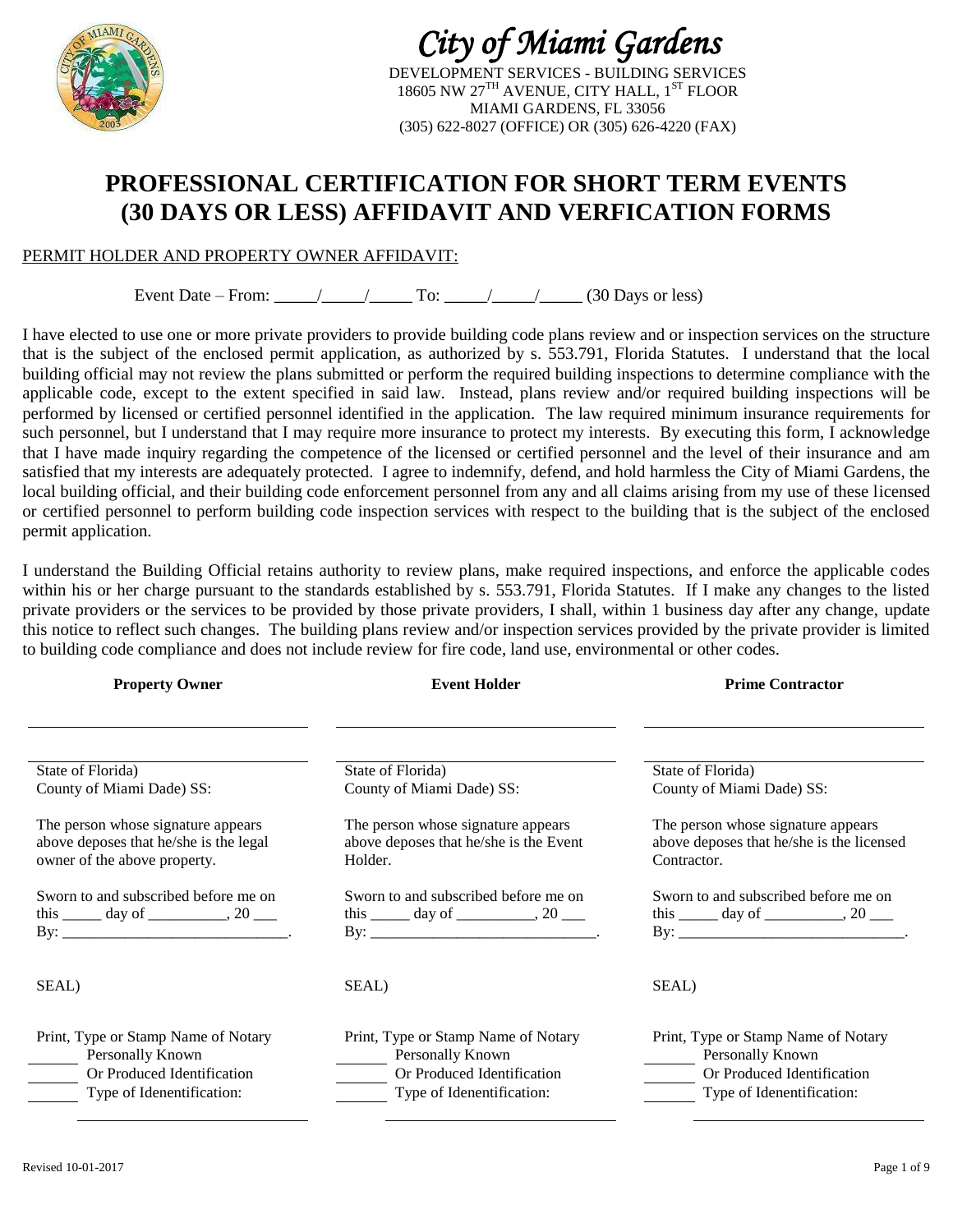# City of Miami Gardens

DEVELOPMENT SERVICES - BUILDING SERVICES
18605 NW 27TH AVENUE, CITY HALL, 1ST FLOOR
MIAMI GARDENS, FL 33056
(305) 622-8027 (OFFICE) OR (305) 626-4220 (FAX)

## PROFESSIONAL CERTIFICATION FOR SHORT TERM EVENTS (30 DAYS OR LESS) AFFIDAVIT AND VERFICATION FORMS

PERMIT HOLDER AND PROPERTY OWNER AFFIDAVIT:

Event Date – From: _____/_____/_____ To: _____/_____/_____ (30 Days or less)

I have elected to use one or more private providers to provide building code plans review and or inspection services on the structure that is the subject of the enclosed permit application, as authorized by s. 553.791, Florida Statutes. I understand that the local building official may not review the plans submitted or perform the required building inspections to determine compliance with the applicable code, except to the extent specified in said law. Instead, plans review and/or required building inspections will be performed by licensed or certified personnel identified in the application. The law required minimum insurance requirements for such personnel, but I understand that I may require more insurance to protect my interests. By executing this form, I acknowledge that I have made inquiry regarding the competence of the licensed or certified personnel and the level of their insurance and am satisfied that my interests are adequately protected. I agree to indemnify, defend, and hold harmless the City of Miami Gardens, the local building official, and their building code enforcement personnel from any and all claims arising from my use of these licensed or certified personnel to perform building code inspection services with respect to the building that is the subject of the enclosed permit application.

I understand the Building Official retains authority to review plans, make required inspections, and enforce the applicable codes within his or her charge pursuant to the standards established by s. 553.791, Florida Statutes. If I make any changes to the listed private providers or the services to be provided by those private providers, I shall, within 1 business day after any change, update this notice to reflect such changes. The building plans review and/or inspection services provided by the private provider is limited to building code compliance and does not include review for fire code, land use, environmental or other codes.

**Property Owner**

______________________________

______________________________

State of Florida)
County of Miami Dade) SS:

The person whose signature appears above deposes that he/she is the legal owner of the above property.

Sworn to and subscribed before me on this _____ day of __________, 20 ___
By: ____________________________.

SEAL)

Print, Type or Stamp Name of Notary
______ Personally Known
______ Or Produced Identification
______ Type of Idenentification:
______________________________

**Event Holder**

______________________________

______________________________

State of Florida)
County of Miami Dade) SS:

The person whose signature appears above deposes that he/she is the Event Holder.

Sworn to and subscribed before me on this _____ day of __________, 20 ___
By: ____________________________.

SEAL)

Print, Type or Stamp Name of Notary
______ Personally Known
______ Or Produced Identification
______ Type of Idenentification:
______________________________

**Prime Contractor**

______________________________

______________________________

State of Florida)
County of Miami Dade) SS:

The person whose signature appears above deposes that he/she is the licensed Contractor.

Sworn to and subscribed before me on this _____ day of __________, 20 ___
By: ____________________________.

SEAL)

Print, Type or Stamp Name of Notary
______ Personally Known
______ Or Produced Identification
______ Type of Idenentification:
______________________________

Revised 10-01-2017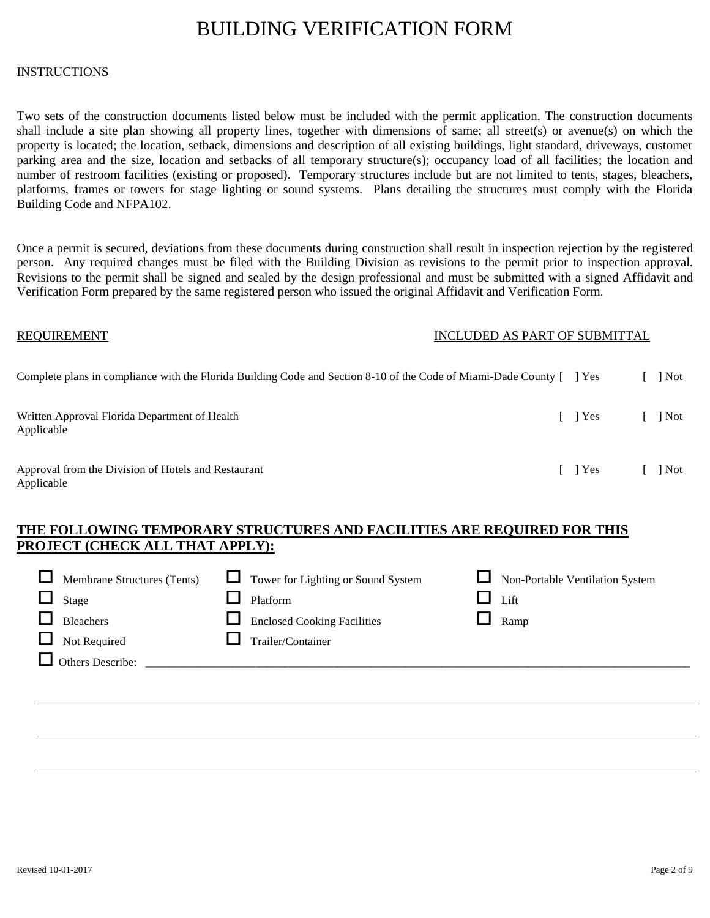# BUILDING VERIFICATION FORM

INSTRUCTIONS

Two sets of the construction documents listed below must be included with the permit application. The construction documents shall include a site plan showing all property lines, together with dimensions of same; all street(s) or avenue(s) on which the property is located; the location, setback, dimensions and description of all existing buildings, light standard, driveways, customer parking area and the size, location and setbacks of all temporary structure(s); occupancy load of all facilities; the location and number of restroom facilities (existing or proposed). Temporary structures include but are not limited to tents, stages, bleachers, platforms, frames or towers for stage lighting or sound systems. Plans detailing the structures must comply with the Florida Building Code and NFPA102.

Once a permit is secured, deviations from these documents during construction shall result in inspection rejection by the registered person. Any required changes must be filed with the Building Division as revisions to the permit prior to inspection approval. Revisions to the permit shall be signed and sealed by the design professional and must be submitted with a signed Affidavit and Verification Form prepared by the same registered person who issued the original Affidavit and Verification Form.

| REQUIREMENT | INCLUDED AS PART OF SUBMITTAL | |
|---|---|---|
| Complete plans in compliance with the Florida Building Code and Section 8-10 of the Code of Miami-Dade County | [ ] Yes | [ ] Not Applicable |
| Written Approval Florida Department of Health | [ ] Yes | [ ] Not Applicable |
| Approval from the Division of Hotels and Restaurant | [ ] Yes | [ ] Not Applicable |

**THE FOLLOWING TEMPORARY STRUCTURES AND FACILITIES ARE REQUIRED FOR THIS PROJECT (CHECK ALL THAT APPLY):**

- ☐ Membrane Structures (Tents)
- ☐ Stage
- ☐ Bleachers
- ☐ Not Required
- ☐ Tower for Lighting or Sound System
- ☐ Platform
- ☐ Enclosed Cooking Facilities
- ☐ Trailer/Container
- ☐ Non-Portable Ventilation System
- ☐ Lift
- ☐ Ramp
- ☐ Others Describe: ______________________________________________

______________________________________________

______________________________________________

______________________________________________

Revised 10-01-2017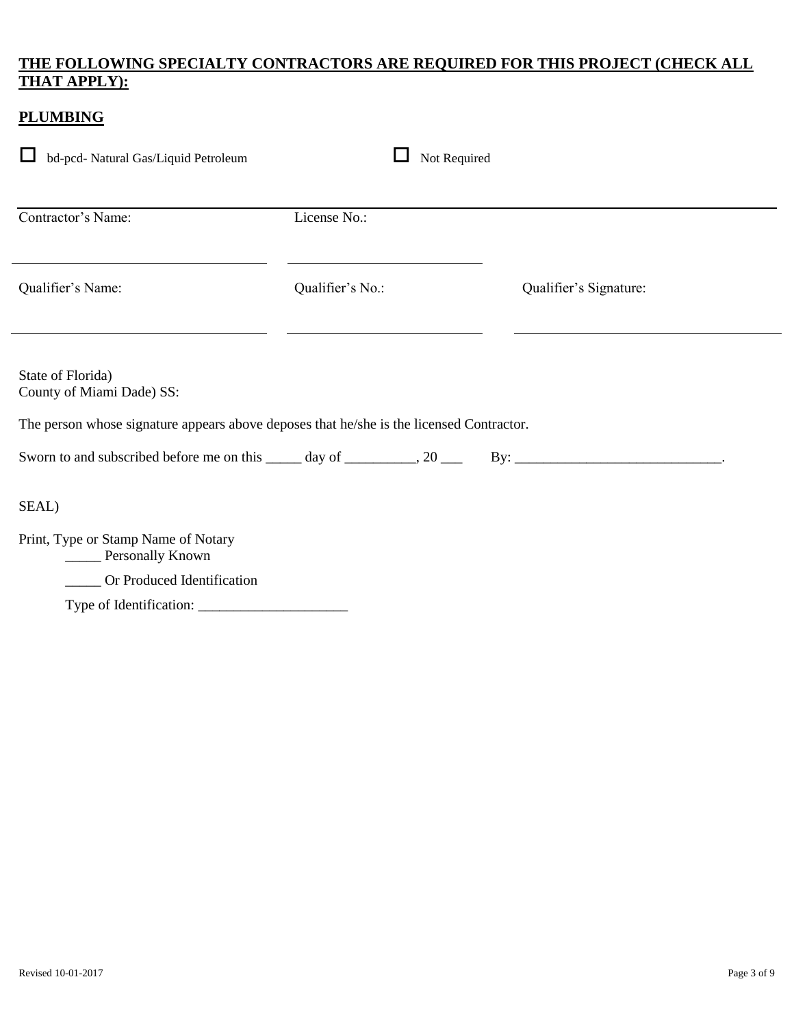**THE FOLLOWING SPECIALTY CONTRACTORS ARE REQUIRED FOR THIS PROJECT (CHECK ALL THAT APPLY):**

**PLUMBING**

☐ bd-pcd- Natural Gas/Liquid Petroleum ☐ Not Required

| Contractor's Name: | License No.: | |
|---|---|---|
| Qualifier's Name: | Qualifier's No.: | Qualifier's Signature: |

State of Florida)
County of Miami Dade) SS:

The person whose signature appears above deposes that he/she is the licensed Contractor.

Sworn to and subscribed before me on this _____ day of __________, 20 ___ By: _____________________________.

SEAL)

Print, Type or Stamp Name of Notary

_____ Personally Known

_____ Or Produced Identification

Type of Identification: _____________________

Revised 10-01-2017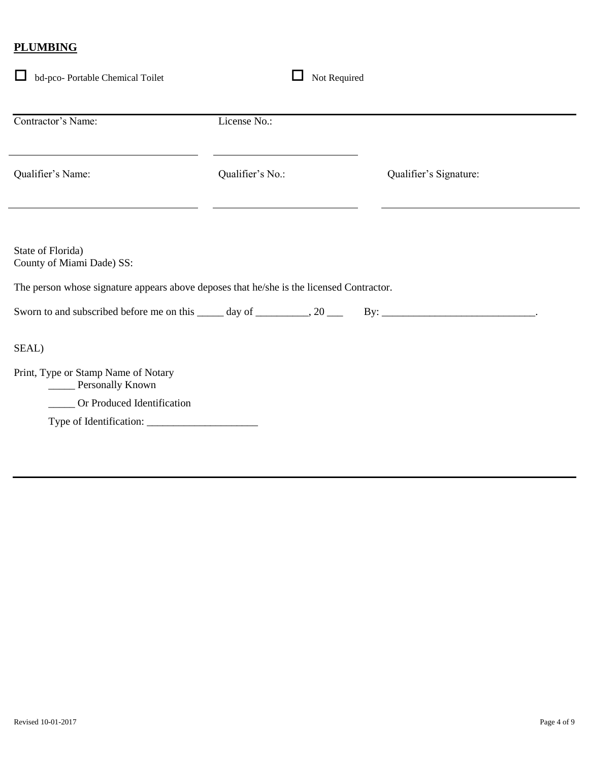**PLUMBING**

☐ bd-pco- Portable Chemical Toilet ☐ Not Required

| Contractor's Name: | License No.: | |
|---|---|---|
| ______________________ | ______________________ | |
| Qualifier's Name: | Qualifier's No.: | Qualifier's Signature: |
| ______________________ | ______________________ | ______________________ |

State of Florida)
County of Miami Dade) SS:

The person whose signature appears above deposes that he/she is the licensed Contractor.

Sworn to and subscribed before me on this _____ day of __________, 20 ___ By: _____________________________.

SEAL)

Print, Type or Stamp Name of Notary

_____ Personally Known

_____ Or Produced Identification

Type of Identification: _____________________

Revised 10-01-2017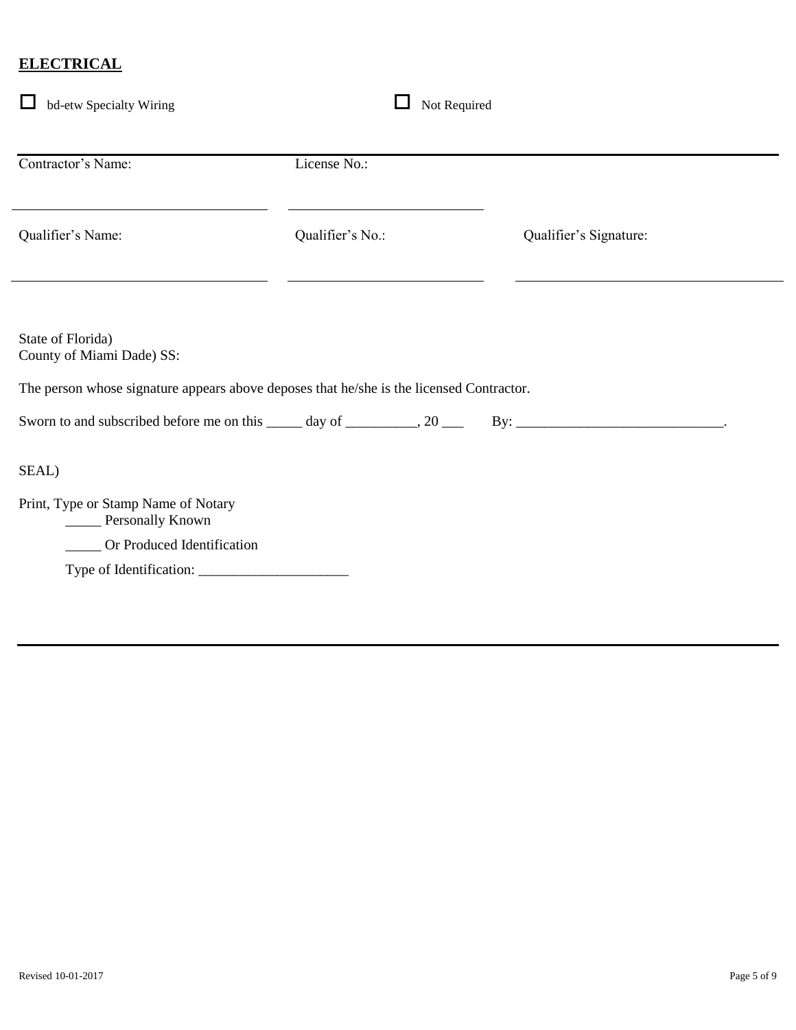## ELECTRICAL

☐ bd-etw Specialty Wiring ☐ Not Required

| Contractor's Name: | License No.: | |
|---|---|---|
| ______________________ | ______________________ | |
| Qualifier's Name: | Qualifier's No.: | Qualifier's Signature: |
| ______________________ | ______________________ | ______________________ |

State of Florida)
County of Miami Dade) SS:

The person whose signature appears above deposes that he/she is the licensed Contractor.

Sworn to and subscribed before me on this _____ day of __________, 20 ___ By: _____________________________.

SEAL)

Print, Type or Stamp Name of Notary
_____ Personally Known
_____ Or Produced Identification
Type of Identification: _____________________

Revised 10-01-2017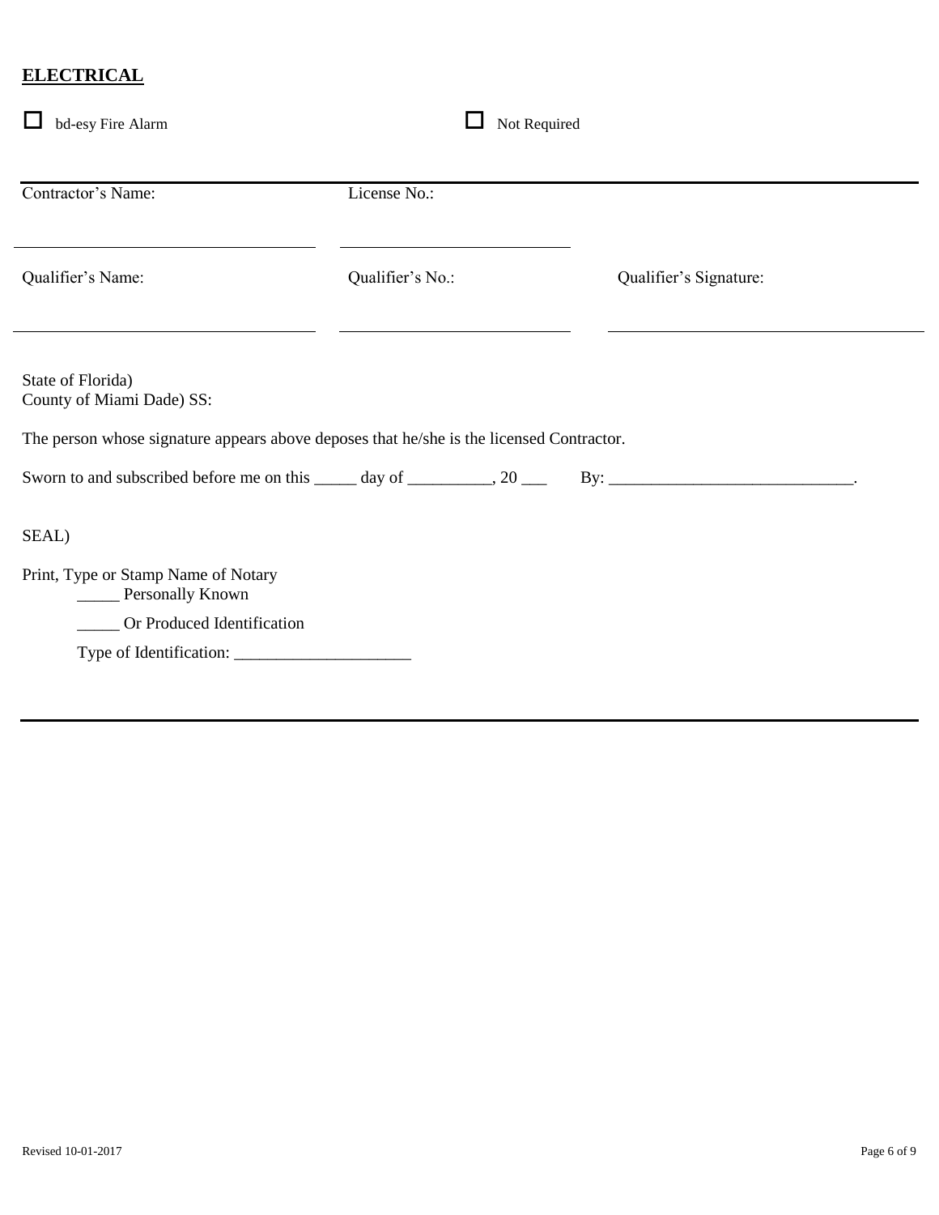## ELECTRICAL

☐ bd-esy Fire Alarm ☐ Not Required

| Contractor's Name: | License No.: | |
|---|---|---|
| ___________________________ | ___________________________ | |
| Qualifier's Name: | Qualifier's No.: | Qualifier's Signature: |
| ___________________________ | ___________________________ | ___________________________ |

State of Florida)
County of Miami Dade) SS:

The person whose signature appears above deposes that he/she is the licensed Contractor.

Sworn to and subscribed before me on this _____ day of __________, 20 ___ By: _____________________________.

SEAL)

Print, Type or Stamp Name of Notary

_____ Personally Known

_____ Or Produced Identification

Type of Identification: _____________________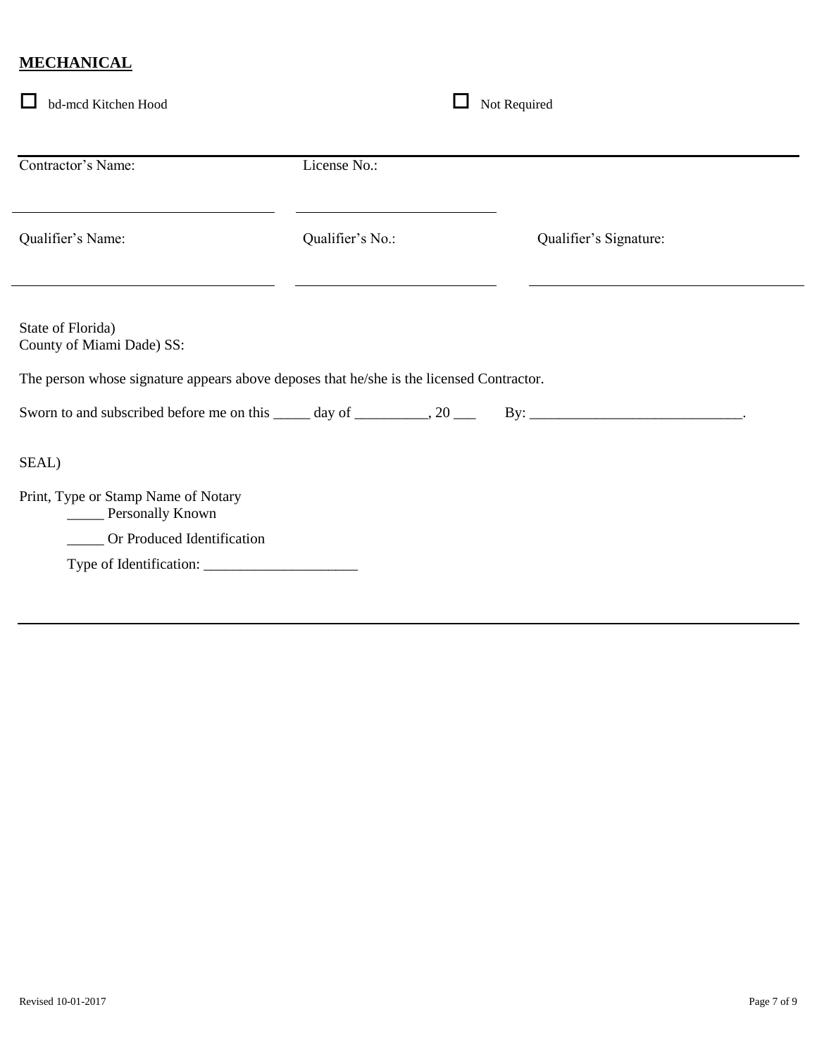## MECHANICAL

☐ bd-mcd Kitchen Hood ☐ Not Required

| Contractor's Name: | License No.: | |
|---|---|---|
| ___________________________ | ___________________________ | |
| Qualifier's Name: | Qualifier's No.: | Qualifier's Signature: |
| ___________________________ | ___________________________ | ___________________________ |

State of Florida)
County of Miami Dade) SS:

The person whose signature appears above deposes that he/she is the licensed Contractor.

Sworn to and subscribed before me on this _____ day of __________, 20 ___ By: _____________________________.

SEAL)

Print, Type or Stamp Name of Notary

_____ Personally Known

_____ Or Produced Identification

Type of Identification: _____________________

Revised 10-01-2017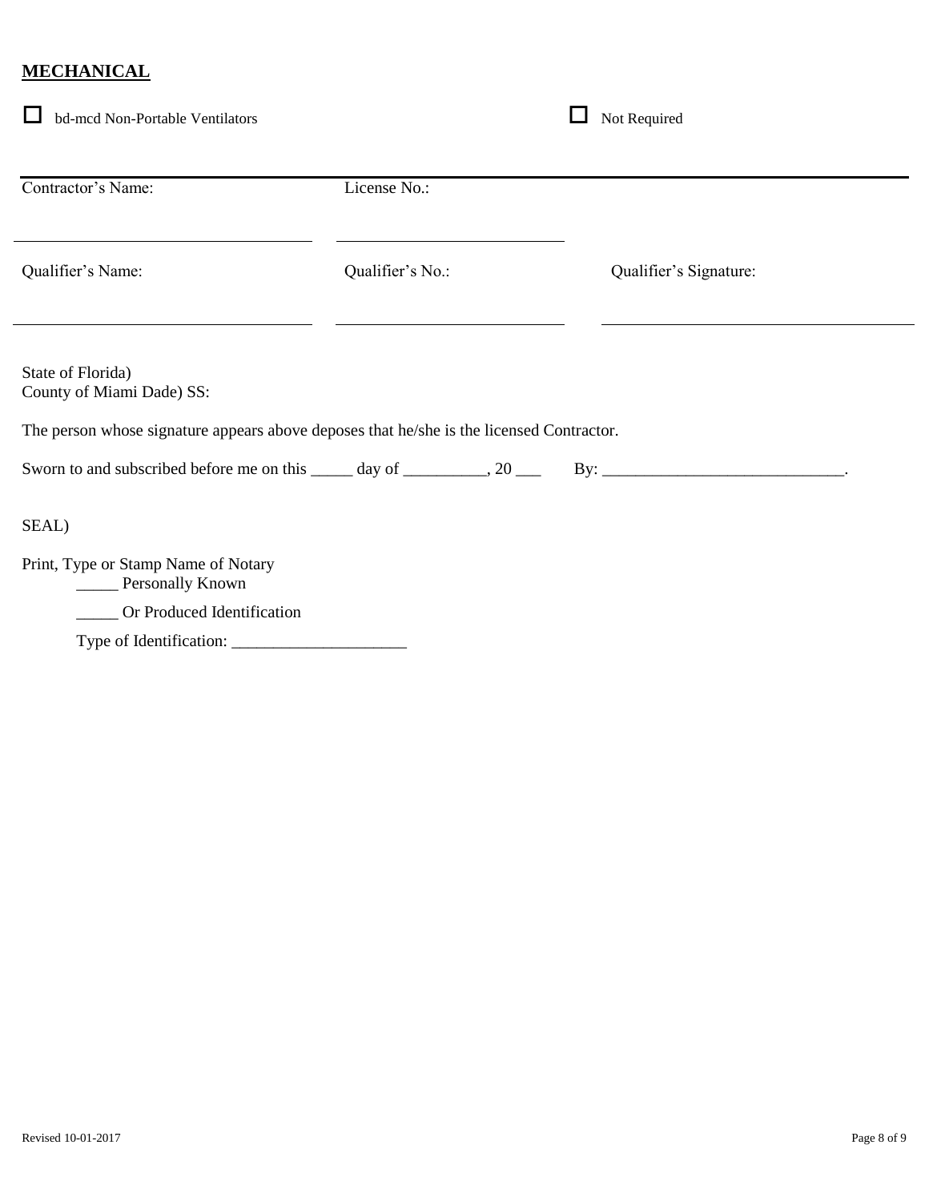**MECHANICAL**

☐ bd-mcd Non-Portable Ventilators ☐ Not Required

| Contractor's Name: | License No.: | |
|---|---|---|
| Qualifier's Name: | Qualifier's No.: | Qualifier's Signature: |

State of Florida)
County of Miami Dade) SS:

The person whose signature appears above deposes that he/she is the licensed Contractor.

Sworn to and subscribed before me on this _____ day of __________, 20 ___ By: ____________________________.

SEAL)

Print, Type or Stamp Name of Notary

_____ Personally Known

_____ Or Produced Identification

Type of Identification: ____________________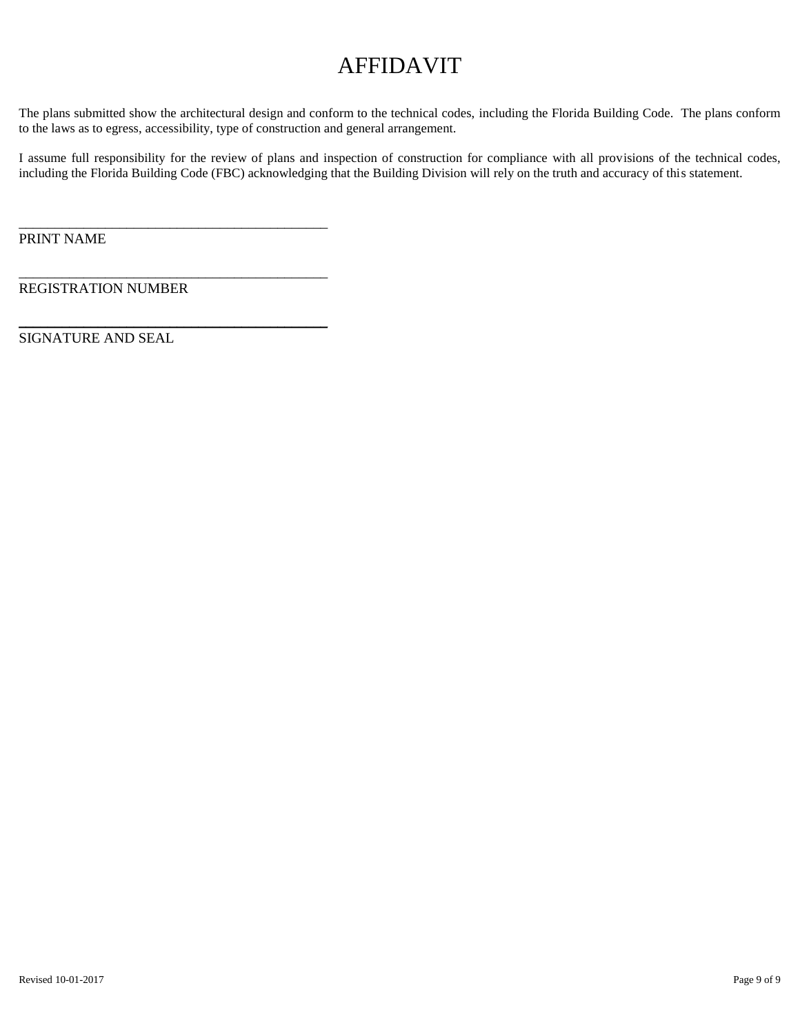# AFFIDAVIT

The plans submitted show the architectural design and conform to the technical codes, including the Florida Building Code. The plans conform to the laws as to egress, accessibility, type of construction and general arrangement.

I assume full responsibility for the review of plans and inspection of construction for compliance with all provisions of the technical codes, including the Florida Building Code (FBC) acknowledging that the Building Division will rely on the truth and accuracy of this statement.

_____________________________________________

PRINT NAME

_____________________________________________

REGISTRATION NUMBER

_____________________________________________

SIGNATURE AND SEAL

Revised 10-01-2017